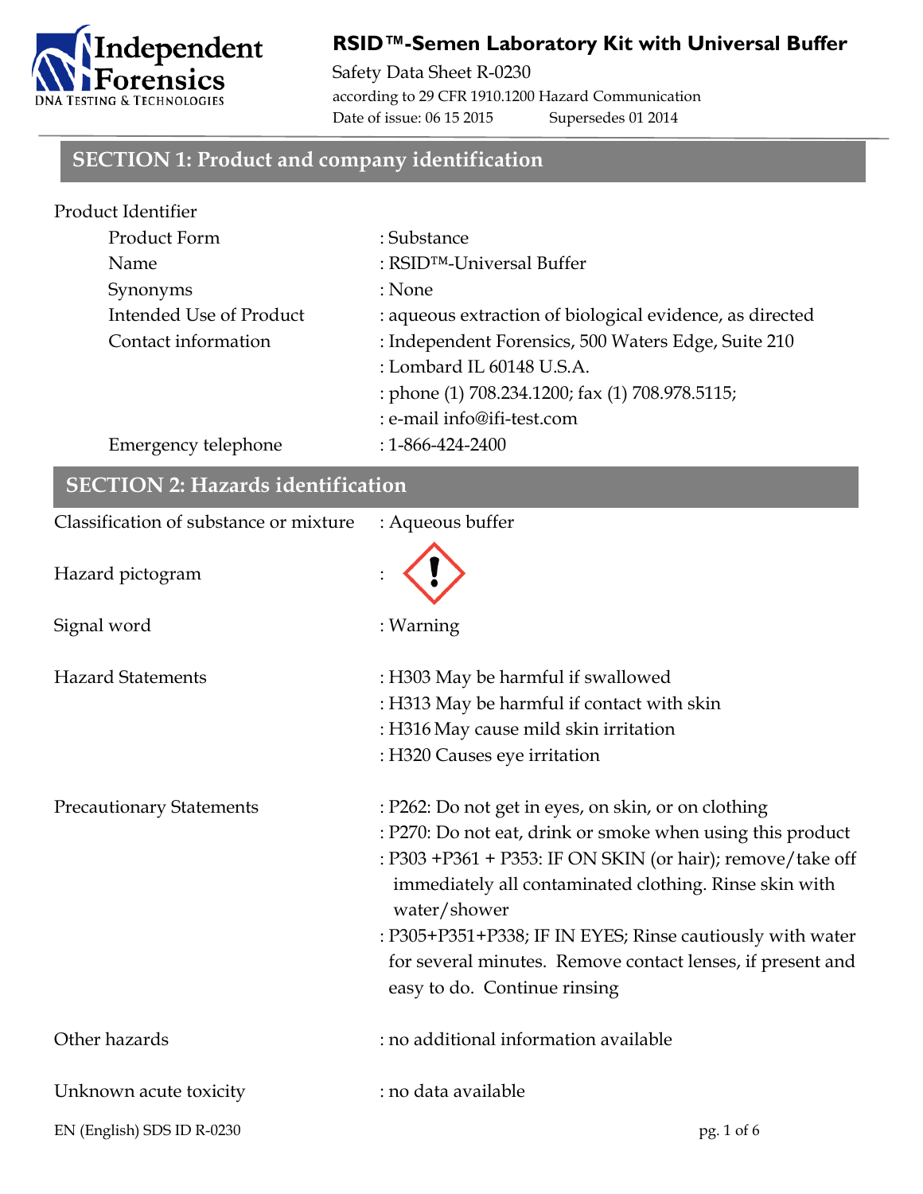Independent Forensics
DNA Testing & Technologies

# RSID™-Semen Laboratory Kit with Universal Buffer

Safety Data Sheet R-0230
according to 29 CFR 1910.1200 Hazard Communication
Date of issue: 06 15 2015 Supersedes 01 2014

## SECTION 1: Product and company identification

Product Identifier

| | |
|---|---|
| Product Form | : Substance |
| Name | : RSID™-Universal Buffer |
| Synonyms | : None |
| Intended Use of Product | : aqueous extraction of biological evidence, as directed |
| Contact information | : Independent Forensics, 500 Waters Edge, Suite 210 |
| | : Lombard IL 60148 U.S.A. |
| | : phone (1) 708.234.1200; fax (1) 708.978.5115; |
| | : e-mail info@ifi-test.com |
| Emergency telephone | : 1-866-424-2400 |

## SECTION 2: Hazards identification

Classification of substance or mixture : Aqueous buffer

Hazard pictogram :

Signal word : Warning

Hazard Statements
: H303 May be harmful if swallowed
: H313 May be harmful if contact with skin
: H316 May cause mild skin irritation
: H320 Causes eye irritation

Precautionary Statements
: P262: Do not get in eyes, on skin, or on clothing
: P270: Do not eat, drink or smoke when using this product
: P303 +P361 + P353: IF ON SKIN (or hair); remove/take off immediately all contaminated clothing. Rinse skin with water/shower
: P305+P351+P338; IF IN EYES; Rinse cautiously with water for several minutes. Remove contact lenses, if present and easy to do. Continue rinsing

Other hazards : no additional information available

Unknown acute toxicity : no data available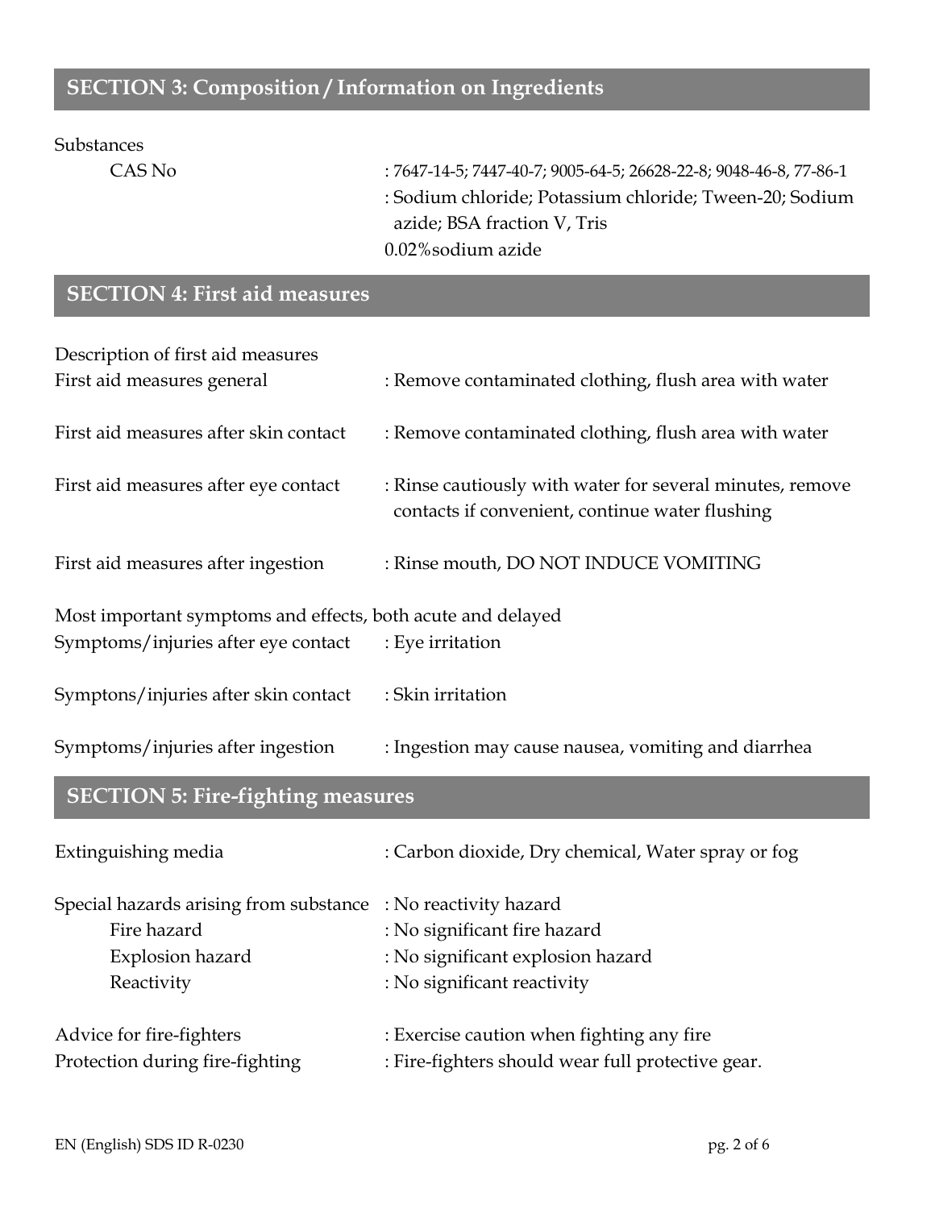## SECTION 3: Composition / Information on Ingredients

Substances

| | |
|---|---|
| CAS No | : 7647-14-5; 7447-40-7; 9005-64-5; 26628-22-8; 9048-46-8, 77-86-1 |
| | : Sodium chloride; Potassium chloride; Tween-20; Sodium azide; BSA fraction V, Tris |
| | 0.02%sodium azide |

## SECTION 4: First aid measures

Description of first aid measures

| | |
|---|---|
| First aid measures general | : Remove contaminated clothing, flush area with water |
| First aid measures after skin contact | : Remove contaminated clothing, flush area with water |
| First aid measures after eye contact | : Rinse cautiously with water for several minutes, remove contacts if convenient, continue water flushing |
| First aid measures after ingestion | : Rinse mouth, DO NOT INDUCE VOMITING |

Most important symptoms and effects, both acute and delayed

| | |
|---|---|
| Symptoms/injuries after eye contact | : Eye irritation |
| Symptons/injuries after skin contact | : Skin irritation |
| Symptoms/injuries after ingestion | : Ingestion may cause nausea, vomiting and diarrhea |

## SECTION 5: Fire-fighting measures

| | |
|---|---|
| Extinguishing media | : Carbon dioxide, Dry chemical, Water spray or fog |
| Special hazards arising from substance | : No reactivity hazard |
| Fire hazard | : No significant fire hazard |
| Explosion hazard | : No significant explosion hazard |
| Reactivity | : No significant reactivity |
| Advice for fire-fighters | : Exercise caution when fighting any fire |
| Protection during fire-fighting | : Fire-fighters should wear full protective gear. |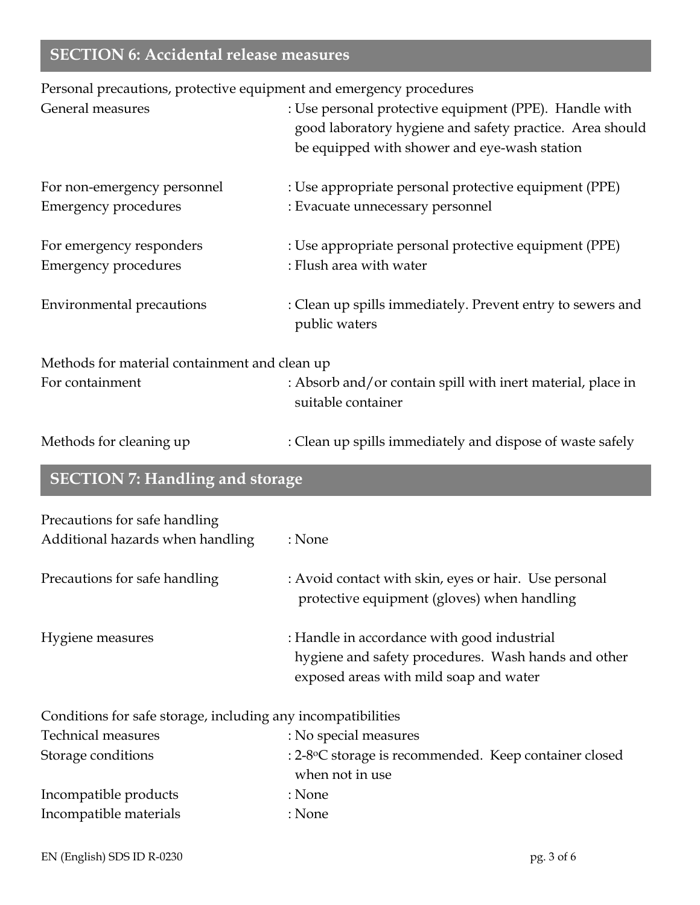## SECTION 6: Accidental release measures

Personal precautions, protective equipment and emergency procedures

| | |
|---|---|
| General measures | : Use personal protective equipment (PPE). Handle with good laboratory hygiene and safety practice. Area should be equipped with shower and eye-wash station |
| For non-emergency personnel | : Use appropriate personal protective equipment (PPE) |
| Emergency procedures | : Evacuate unnecessary personnel |
| For emergency responders | : Use appropriate personal protective equipment (PPE) |
| Emergency procedures | : Flush area with water |
| Environmental precautions | : Clean up spills immediately. Prevent entry to sewers and public waters |

Methods for material containment and clean up

| | |
|---|---|
| For containment | : Absorb and/or contain spill with inert material, place in suitable container |
| Methods for cleaning up | : Clean up spills immediately and dispose of waste safely |

## SECTION 7: Handling and storage

Precautions for safe handling

| | |
|---|---|
| Additional hazards when handling | : None |
| Precautions for safe handling | : Avoid contact with skin, eyes or hair. Use personal protective equipment (gloves) when handling |
| Hygiene measures | : Handle in accordance with good industrial hygiene and safety procedures. Wash hands and other exposed areas with mild soap and water |

Conditions for safe storage, including any incompatibilities

| | |
|---|---|
| Technical measures | : No special measures |
| Storage conditions | : 2-8$^{o}$C storage is recommended. Keep container closed when not in use |
| Incompatible products | : None |
| Incompatible materials | : None |

EN (English) SDS ID R-0230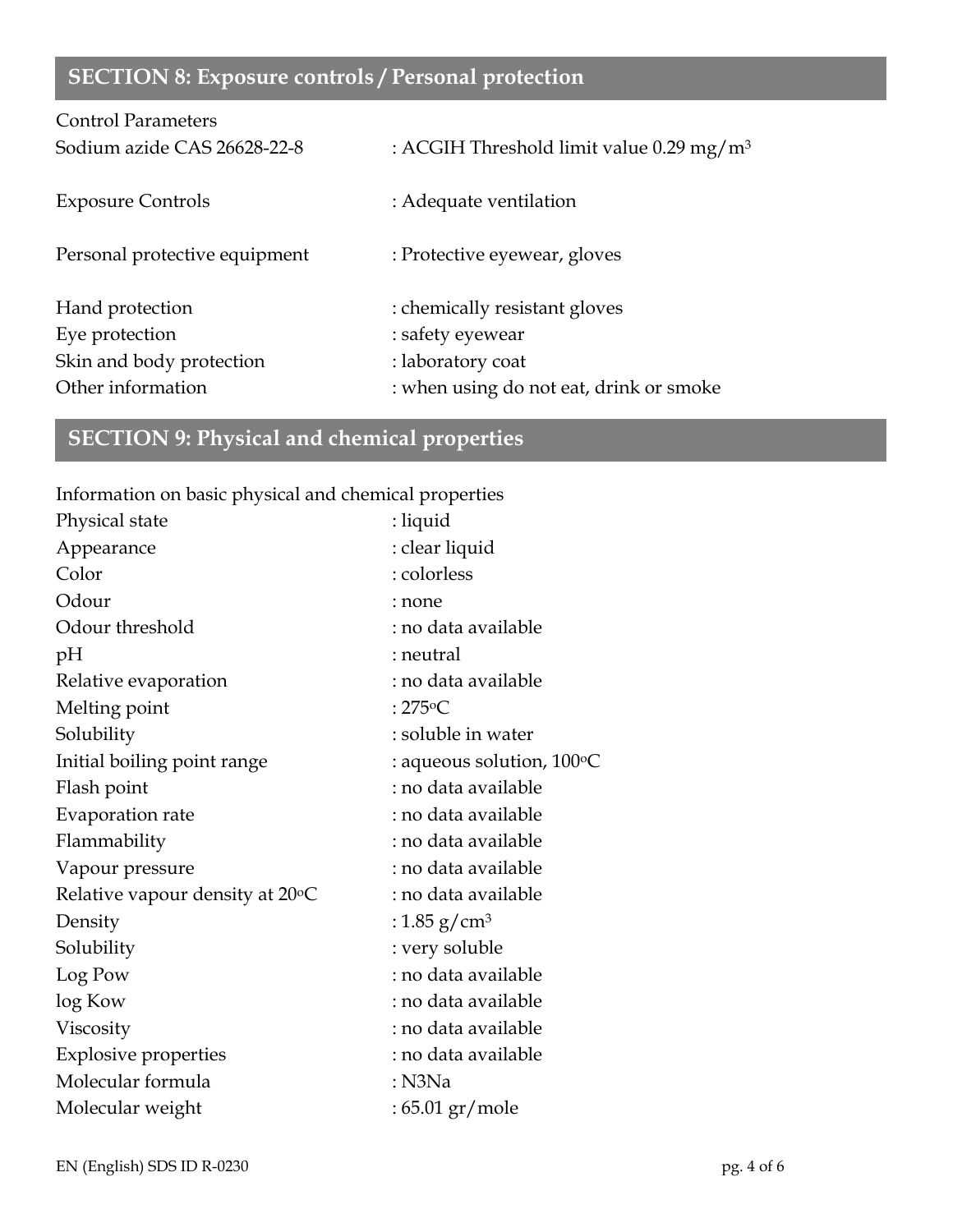## SECTION 8: Exposure controls / Personal protection

Control Parameters

| | |
|---|---|
| Sodium azide CAS 26628-22-8 | : ACGIH Threshold limit value 0.29 mg/m$^3$ |
| Exposure Controls | : Adequate ventilation |
| Personal protective equipment | : Protective eyewear, gloves |
| Hand protection | : chemically resistant gloves |
| Eye protection | : safety eyewear |
| Skin and body protection | : laboratory coat |
| Other information | : when using do not eat, drink or smoke |

## SECTION 9: Physical and chemical properties

Information on basic physical and chemical properties

| | |
|---|---|
| Physical state | : liquid |
| Appearance | : clear liquid |
| Color | : colorless |
| Odour | : none |
| Odour threshold | : no data available |
| pH | : neutral |
| Relative evaporation | : no data available |
| Melting point | : 275$^o$C |
| Solubility | : soluble in water |
| Initial boiling point range | : aqueous solution, 100$^o$C |
| Flash point | : no data available |
| Evaporation rate | : no data available |
| Flammability | : no data available |
| Vapour pressure | : no data available |
| Relative vapour density at 20$^o$C | : no data available |
| Density | : 1.85 g/cm$^3$ |
| Solubility | : very soluble |
| Log Pow | : no data available |
| log Kow | : no data available |
| Viscosity | : no data available |
| Explosive properties | : no data available |
| Molecular formula | : N3Na |
| Molecular weight | : 65.01 gr/mole |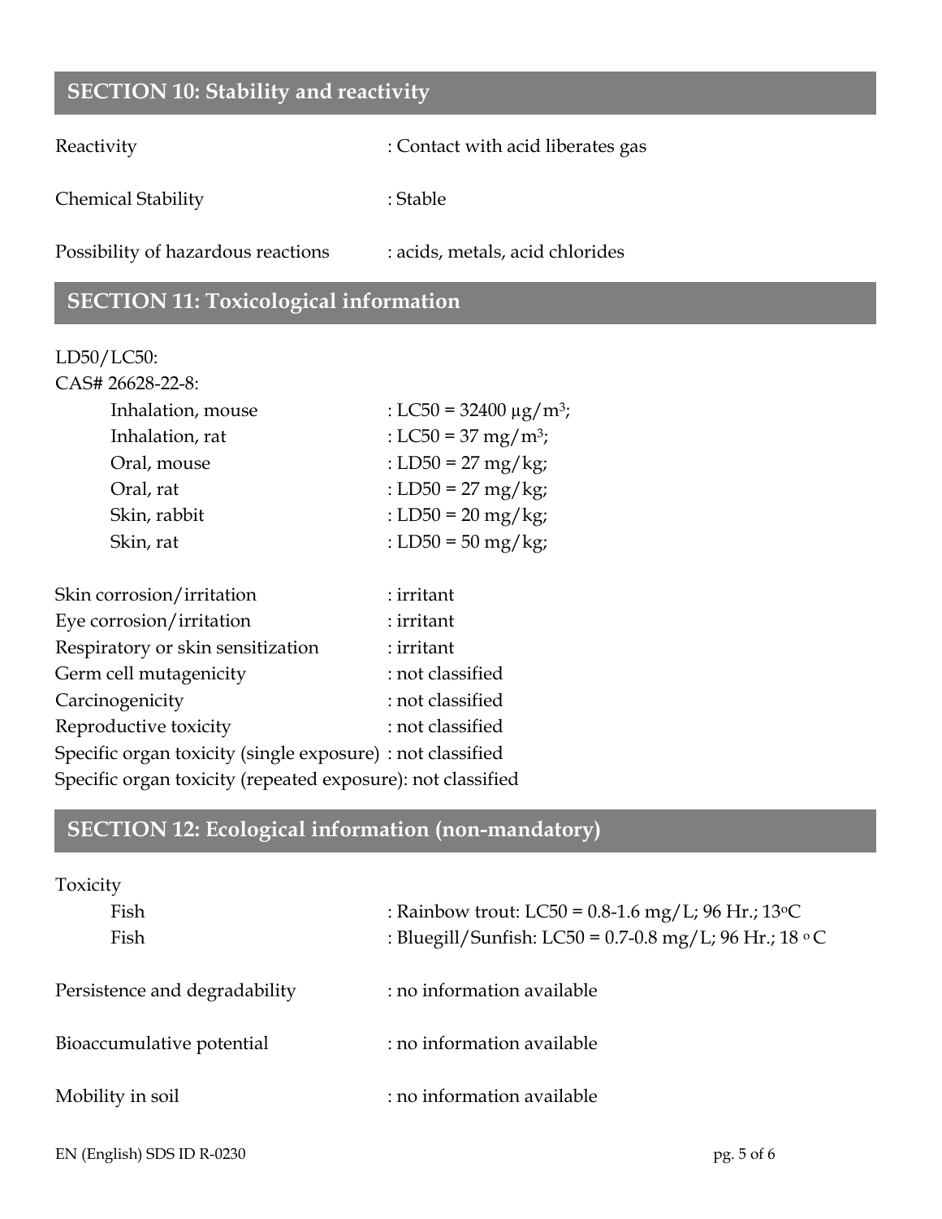## SECTION 10: Stability and reactivity

| | |
|---|---|
| Reactivity | : Contact with acid liberates gas |
| Chemical Stability | : Stable |
| Possibility of hazardous reactions | : acids, metals, acid chlorides |

## SECTION 11: Toxicological information

LD50/LC50:

CAS# 26628-22-8:

| | |
|---|---|
| Inhalation, mouse | : LC50 = 32400 μg/m$^3$; |
| Inhalation, rat | : LC50 = 37 mg/m$^3$; |
| Oral, mouse | : LD50 = 27 mg/kg; |
| Oral, rat | : LD50 = 27 mg/kg; |
| Skin, rabbit | : LD50 = 20 mg/kg; |
| Skin, rat | : LD50 = 50 mg/kg; |

| | |
|---|---|
| Skin corrosion/irritation | : irritant |
| Eye corrosion/irritation | : irritant |
| Respiratory or skin sensitization | : irritant |
| Germ cell mutagenicity | : not classified |
| Carcinogenicity | : not classified |
| Reproductive toxicity | : not classified |
| Specific organ toxicity (single exposure) | : not classified |
| Specific organ toxicity (repeated exposure) | : not classified |

## SECTION 12: Ecological information (non-mandatory)

Toxicity

| | |
|---|---|
| Fish | : Rainbow trout: LC50 = 0.8-1.6 mg/L; 96 Hr.; 13°C |
| Fish | : Bluegill/Sunfish: LC50 = 0.7-0.8 mg/L; 96 Hr.; 18 °C |

| | |
|---|---|
| Persistence and degradability | : no information available |
| Bioaccumulative potential | : no information available |
| Mobility in soil | : no information available |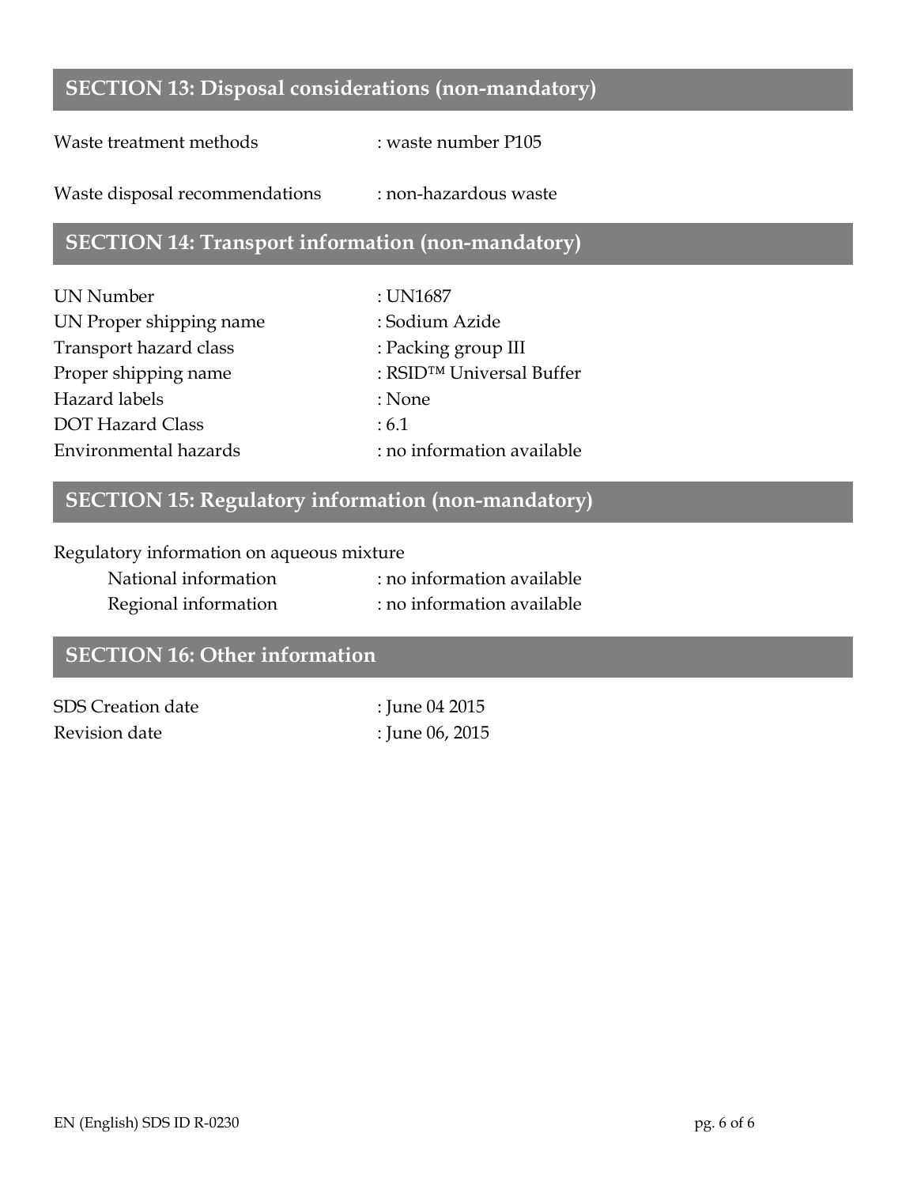## SECTION 13: Disposal considerations (non-mandatory)

| | |
|---|---|
| Waste treatment methods | : waste number P105 |
| Waste disposal recommendations | : non-hazardous waste |

## SECTION 14: Transport information (non-mandatory)

| | |
|---|---|
| UN Number | : UN1687 |
| UN Proper shipping name | : Sodium Azide |
| Transport hazard class | : Packing group III |
| Proper shipping name | : RSID™ Universal Buffer |
| Hazard labels | : None |
| DOT Hazard Class | : 6.1 |
| Environmental hazards | : no information available |

## SECTION 15: Regulatory information (non-mandatory)

Regulatory information on aqueous mixture

| | |
|---|---|
| National information | : no information available |
| Regional information | : no information available |

## SECTION 16: Other information

| | |
|---|---|
| SDS Creation date | : June 04 2015 |
| Revision date | : June 06, 2015 |

EN (English) SDS ID R-0230